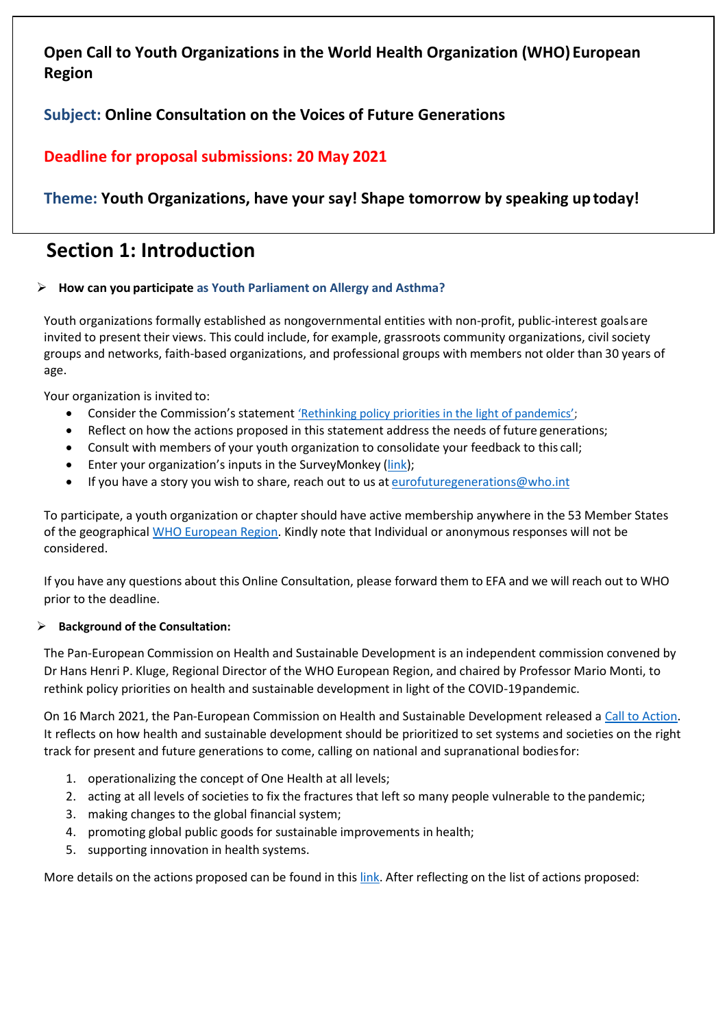**Open Call to Youth Organizations in the World Health Organization (WHO) European Region**

**Subject: Online Consultation on the Voices of Future Generations**

**Deadline for proposal submissions: 20 May 2021**

**Theme: Youth Organizations, have your say! Shape tomorrow by speaking up today!**

# Section 1: Introduction

- **How can you participate as Youth Parliament on Allergy and Asthma?**

Youth organizations formally established as nongovernmental entities with non-profit, public-interest goals are invited to present their views. This could include, for example, grassroots community organizations, civil society groups and networks, faith-based organizations, and professional groups with members not older than 30 years of age.

Your organization is invited to:

- Consider the Commission's statement 'Rethinking policy priorities in the light of pandemics';
- Reflect on how the actions proposed in this statement address the needs of future generations;
- Consult with members of your youth organization to consolidate your feedback to this call;
- Enter your organization's inputs in the SurveyMonkey (link);
- If you have a story you wish to share, reach out to us at eurofuturegenerations@who.int

To participate, a youth organization or chapter should have active membership anywhere in the 53 Member States of the geographical WHO European Region. Kindly note that Individual or anonymous responses will not be considered.

If you have any questions about this Online Consultation, please forward them to EFA and we will reach out to WHO prior to the deadline.

- **Background of the Consultation:**

The Pan-European Commission on Health and Sustainable Development is an independent commission convened by Dr Hans Henri P. Kluge, Regional Director of the WHO European Region, and chaired by Professor Mario Monti, to rethink policy priorities on health and sustainable development in light of the COVID-19 pandemic.

On 16 March 2021, the Pan-European Commission on Health and Sustainable Development released a Call to Action. It reflects on how health and sustainable development should be prioritized to set systems and societies on the right track for present and future generations to come, calling on national and supranational bodies for:

1. operationalizing the concept of One Health at all levels;
2. acting at all levels of societies to fix the fractures that left so many people vulnerable to the pandemic;
3. making changes to the global financial system;
4. promoting global public goods for sustainable improvements in health;
5. supporting innovation in health systems.

More details on the actions proposed can be found in this link. After reflecting on the list of actions proposed: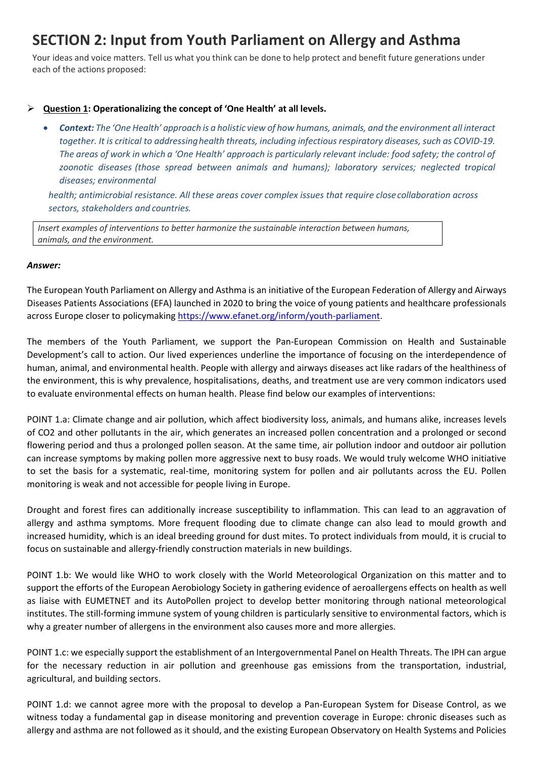# SECTION 2: Input from Youth Parliament on Allergy and Asthma

Your ideas and voice matters. Tell us what you think can be done to help protect and benefit future generations under each of the actions proposed:

- **Question 1: Operationalizing the concept of 'One Health' at all levels.**
  - ***Context:*** *The 'One Health' approach is a holistic view of how humans, animals, and the environment all interact together. It is critical to addressing health threats, including infectious respiratory diseases, such as COVID-19. The areas of work in which a 'One Health' approach is particularly relevant include: food safety; the control of zoonotic diseases (those spread between animals and humans); laboratory services; neglected tropical diseases; environmental health; antimicrobial resistance. All these areas cover complex issues that require close collaboration across sectors, stakeholders and countries.*

*Insert examples of interventions to better harmonize the sustainable interaction between humans, animals, and the environment.*

***Answer:***

The European Youth Parliament on Allergy and Asthma is an initiative of the European Federation of Allergy and Airways Diseases Patients Associations (EFA) launched in 2020 to bring the voice of young patients and healthcare professionals across Europe closer to policymaking https://www.efanet.org/inform/youth-parliament.

The members of the Youth Parliament, we support the Pan-European Commission on Health and Sustainable Development's call to action. Our lived experiences underline the importance of focusing on the interdependence of human, animal, and environmental health. People with allergy and airways diseases act like radars of the healthiness of the environment, this is why prevalence, hospitalisations, deaths, and treatment use are very common indicators used to evaluate environmental effects on human health. Please find below our examples of interventions:

POINT 1.a: Climate change and air pollution, which affect biodiversity loss, animals, and humans alike, increases levels of CO2 and other pollutants in the air, which generates an increased pollen concentration and a prolonged or second flowering period and thus a prolonged pollen season. At the same time, air pollution indoor and outdoor air pollution can increase symptoms by making pollen more aggressive next to busy roads. We would truly welcome WHO initiative to set the basis for a systematic, real-time, monitoring system for pollen and air pollutants across the EU. Pollen monitoring is weak and not accessible for people living in Europe.

Drought and forest fires can additionally increase susceptibility to inflammation. This can lead to an aggravation of allergy and asthma symptoms. More frequent flooding due to climate change can also lead to mould growth and increased humidity, which is an ideal breeding ground for dust mites. To protect individuals from mould, it is crucial to focus on sustainable and allergy-friendly construction materials in new buildings.

POINT 1.b: We would like WHO to work closely with the World Meteorological Organization on this matter and to support the efforts of the European Aerobiology Society in gathering evidence of aeroallergens effects on health as well as liaise with EUMETNET and its AutoPollen project to develop better monitoring through national meteorological institutes. The still-forming immune system of young children is particularly sensitive to environmental factors, which is why a greater number of allergens in the environment also causes more and more allergies.

POINT 1.c: we especially support the establishment of an Intergovernmental Panel on Health Threats. The IPH can argue for the necessary reduction in air pollution and greenhouse gas emissions from the transportation, industrial, agricultural, and building sectors.

POINT 1.d: we cannot agree more with the proposal to develop a Pan-European System for Disease Control, as we witness today a fundamental gap in disease monitoring and prevention coverage in Europe: chronic diseases such as allergy and asthma are not followed as it should, and the existing European Observatory on Health Systems and Policies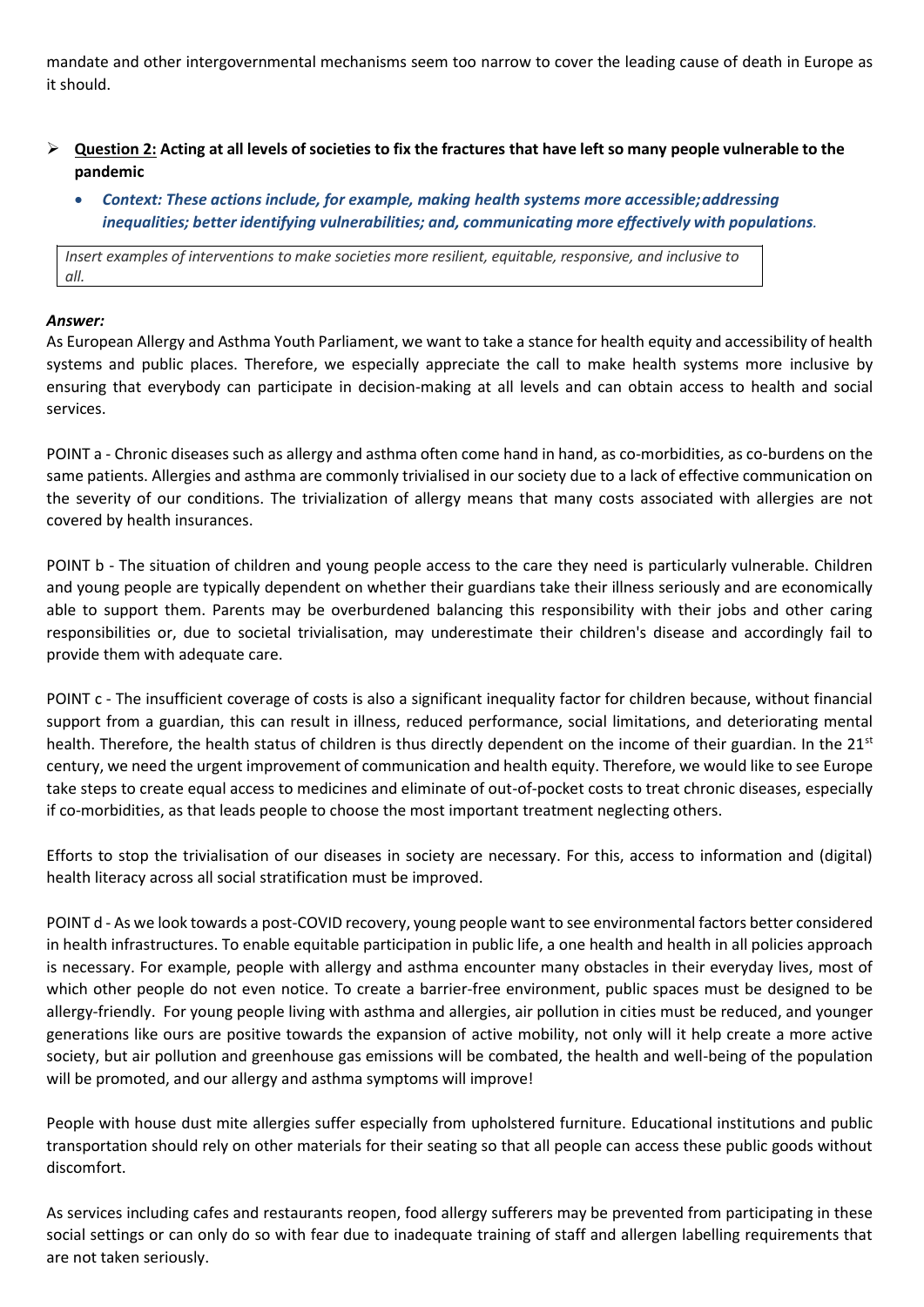mandate and other intergovernmental mechanisms seem too narrow to cover the leading cause of death in Europe as it should.

- **Question 2: Acting at all levels of societies to fix the fractures that have left so many people vulnerable to the pandemic**
  - ***Context: These actions include, for example, making health systems more accessible; addressing inequalities; better identifying vulnerabilities; and, communicating more effectively with populations.***

*Insert examples of interventions to make societies more resilient, equitable, responsive, and inclusive to all.*

***Answer:***

As European Allergy and Asthma Youth Parliament, we want to take a stance for health equity and accessibility of health systems and public places. Therefore, we especially appreciate the call to make health systems more inclusive by ensuring that everybody can participate in decision-making at all levels and can obtain access to health and social services.

POINT a - Chronic diseases such as allergy and asthma often come hand in hand, as co-morbidities, as co-burdens on the same patients. Allergies and asthma are commonly trivialised in our society due to a lack of effective communication on the severity of our conditions. The trivialization of allergy means that many costs associated with allergies are not covered by health insurances.

POINT b - The situation of children and young people access to the care they need is particularly vulnerable. Children and young people are typically dependent on whether their guardians take their illness seriously and are economically able to support them. Parents may be overburdened balancing this responsibility with their jobs and other caring responsibilities or, due to societal trivialisation, may underestimate their children's disease and accordingly fail to provide them with adequate care.

POINT c - The insufficient coverage of costs is also a significant inequality factor for children because, without financial support from a guardian, this can result in illness, reduced performance, social limitations, and deteriorating mental health. Therefore, the health status of children is thus directly dependent on the income of their guardian. In the 21st century, we need the urgent improvement of communication and health equity. Therefore, we would like to see Europe take steps to create equal access to medicines and eliminate of out-of-pocket costs to treat chronic diseases, especially if co-morbidities, as that leads people to choose the most important treatment neglecting others.

Efforts to stop the trivialisation of our diseases in society are necessary. For this, access to information and (digital) health literacy across all social stratification must be improved.

POINT d - As we look towards a post-COVID recovery, young people want to see environmental factors better considered in health infrastructures. To enable equitable participation in public life, a one health and health in all policies approach is necessary. For example, people with allergy and asthma encounter many obstacles in their everyday lives, most of which other people do not even notice. To create a barrier-free environment, public spaces must be designed to be allergy-friendly. For young people living with asthma and allergies, air pollution in cities must be reduced, and younger generations like ours are positive towards the expansion of active mobility, not only will it help create a more active society, but air pollution and greenhouse gas emissions will be combated, the health and well-being of the population will be promoted, and our allergy and asthma symptoms will improve!

People with house dust mite allergies suffer especially from upholstered furniture. Educational institutions and public transportation should rely on other materials for their seating so that all people can access these public goods without discomfort.

As services including cafes and restaurants reopen, food allergy sufferers may be prevented from participating in these social settings or can only do so with fear due to inadequate training of staff and allergen labelling requirements that are not taken seriously.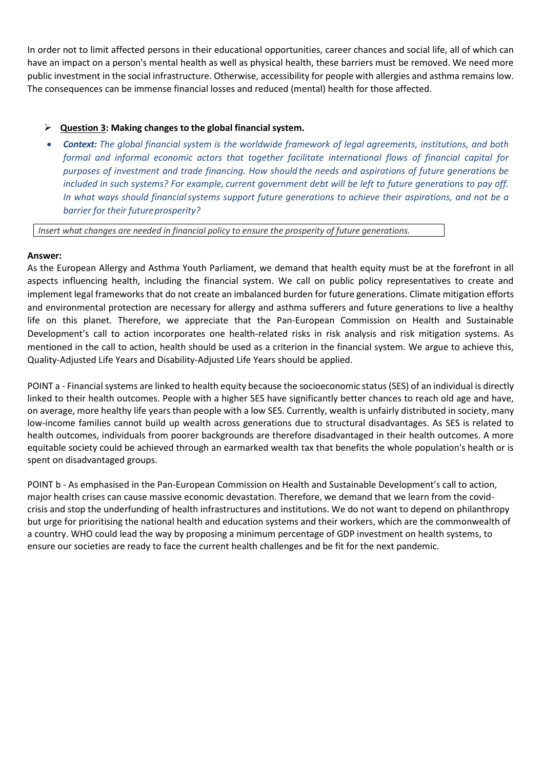In order not to limit affected persons in their educational opportunities, career chances and social life, all of which can have an impact on a person's mental health as well as physical health, these barriers must be removed. We need more public investment in the social infrastructure. Otherwise, accessibility for people with allergies and asthma remains low. The consequences can be immense financial losses and reduced (mental) health for those affected.

- **<u>Question 3</u>: Making changes to the global financial system.**

- ***Context:*** *The global financial system is the worldwide framework of legal agreements, institutions, and both formal and informal economic actors that together facilitate international flows of financial capital for purposes of investment and trade financing. How should the needs and aspirations of future generations be included in such systems? For example, current government debt will be left to future generations to pay off. In what ways should financial systems support future generations to achieve their aspirations, and not be a barrier for their future prosperity?*

*Insert what changes are needed in financial policy to ensure the prosperity of future generations.*

**Answer:**

As the European Allergy and Asthma Youth Parliament, we demand that health equity must be at the forefront in all aspects influencing health, including the financial system. We call on public policy representatives to create and implement legal frameworks that do not create an imbalanced burden for future generations. Climate mitigation efforts and environmental protection are necessary for allergy and asthma sufferers and future generations to live a healthy life on this planet. Therefore, we appreciate that the Pan-European Commission on Health and Sustainable Development's call to action incorporates one health-related risks in risk analysis and risk mitigation systems. As mentioned in the call to action, health should be used as a criterion in the financial system. We argue to achieve this, Quality-Adjusted Life Years and Disability-Adjusted Life Years should be applied.

POINT a - Financial systems are linked to health equity because the socioeconomic status (SES) of an individual is directly linked to their health outcomes. People with a higher SES have significantly better chances to reach old age and have, on average, more healthy life years than people with a low SES. Currently, wealth is unfairly distributed in society, many low-income families cannot build up wealth across generations due to structural disadvantages. As SES is related to health outcomes, individuals from poorer backgrounds are therefore disadvantaged in their health outcomes. A more equitable society could be achieved through an earmarked wealth tax that benefits the whole population's health or is spent on disadvantaged groups.

POINT b - As emphasised in the Pan-European Commission on Health and Sustainable Development's call to action, major health crises can cause massive economic devastation. Therefore, we demand that we learn from the covid-crisis and stop the underfunding of health infrastructures and institutions. We do not want to depend on philanthropy but urge for prioritising the national health and education systems and their workers, which are the commonwealth of a country. WHO could lead the way by proposing a minimum percentage of GDP investment on health systems, to ensure our societies are ready to face the current health challenges and be fit for the next pandemic.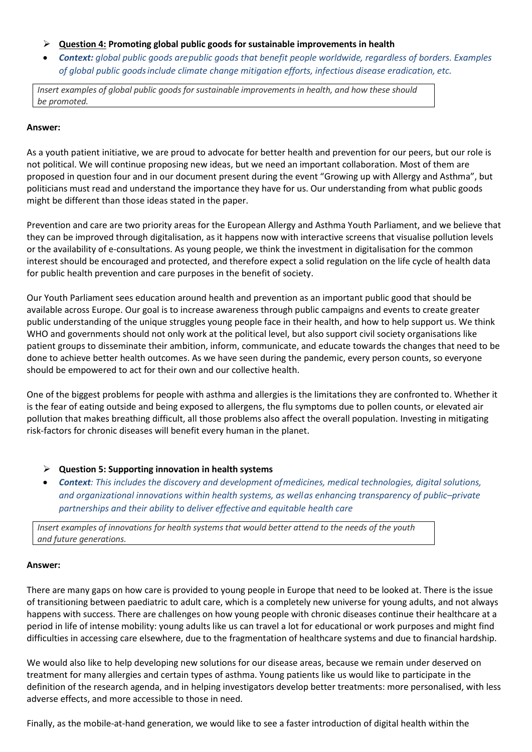- **Question 4: Promoting global public goods for sustainable improvements in health**
- ***Context:*** *global public goods are public goods that benefit people worldwide, regardless of borders. Examples of global public goods include climate change mitigation efforts, infectious disease eradication, etc.*

*Insert examples of global public goods for sustainable improvements in health, and how these should be promoted.*

**Answer:**

As a youth patient initiative, we are proud to advocate for better health and prevention for our peers, but our role is not political. We will continue proposing new ideas, but we need an important collaboration. Most of them are proposed in question four and in our document present during the event "Growing up with Allergy and Asthma", but politicians must read and understand the importance they have for us. Our understanding from what public goods might be different than those ideas stated in the paper.

Prevention and care are two priority areas for the European Allergy and Asthma Youth Parliament, and we believe that they can be improved through digitalisation, as it happens now with interactive screens that visualise pollution levels or the availability of e-consultations. As young people, we think the investment in digitalisation for the common interest should be encouraged and protected, and therefore expect a solid regulation on the life cycle of health data for public health prevention and care purposes in the benefit of society.

Our Youth Parliament sees education around health and prevention as an important public good that should be available across Europe. Our goal is to increase awareness through public campaigns and events to create greater public understanding of the unique struggles young people face in their health, and how to help support us. We think WHO and governments should not only work at the political level, but also support civil society organisations like patient groups to disseminate their ambition, inform, communicate, and educate towards the changes that need to be done to achieve better health outcomes. As we have seen during the pandemic, every person counts, so everyone should be empowered to act for their own and our collective health.

One of the biggest problems for people with asthma and allergies is the limitations they are confronted to. Whether it is the fear of eating outside and being exposed to allergens, the flu symptoms due to pollen counts, or elevated air pollution that makes breathing difficult, all those problems also affect the overall population. Investing in mitigating risk-factors for chronic diseases will benefit every human in the planet.

- **Question 5: Supporting innovation in health systems**
- ***Context****: This includes the discovery and development of medicines, medical technologies, digital solutions, and organizational innovations within health systems, as well as enhancing transparency of public–private partnerships and their ability to deliver effective and equitable health care*

*Insert examples of innovations for health systems that would better attend to the needs of the youth and future generations.*

**Answer:**

There are many gaps on how care is provided to young people in Europe that need to be looked at. There is the issue of transitioning between paediatric to adult care, which is a completely new universe for young adults, and not always happens with success. There are challenges on how young people with chronic diseases continue their healthcare at a period in life of intense mobility: young adults like us can travel a lot for educational or work purposes and might find difficulties in accessing care elsewhere, due to the fragmentation of healthcare systems and due to financial hardship.

We would also like to help developing new solutions for our disease areas, because we remain under deserved on treatment for many allergies and certain types of asthma. Young patients like us would like to participate in the definition of the research agenda, and in helping investigators develop better treatments: more personalised, with less adverse effects, and more accessible to those in need.

Finally, as the mobile-at-hand generation, we would like to see a faster introduction of digital health within the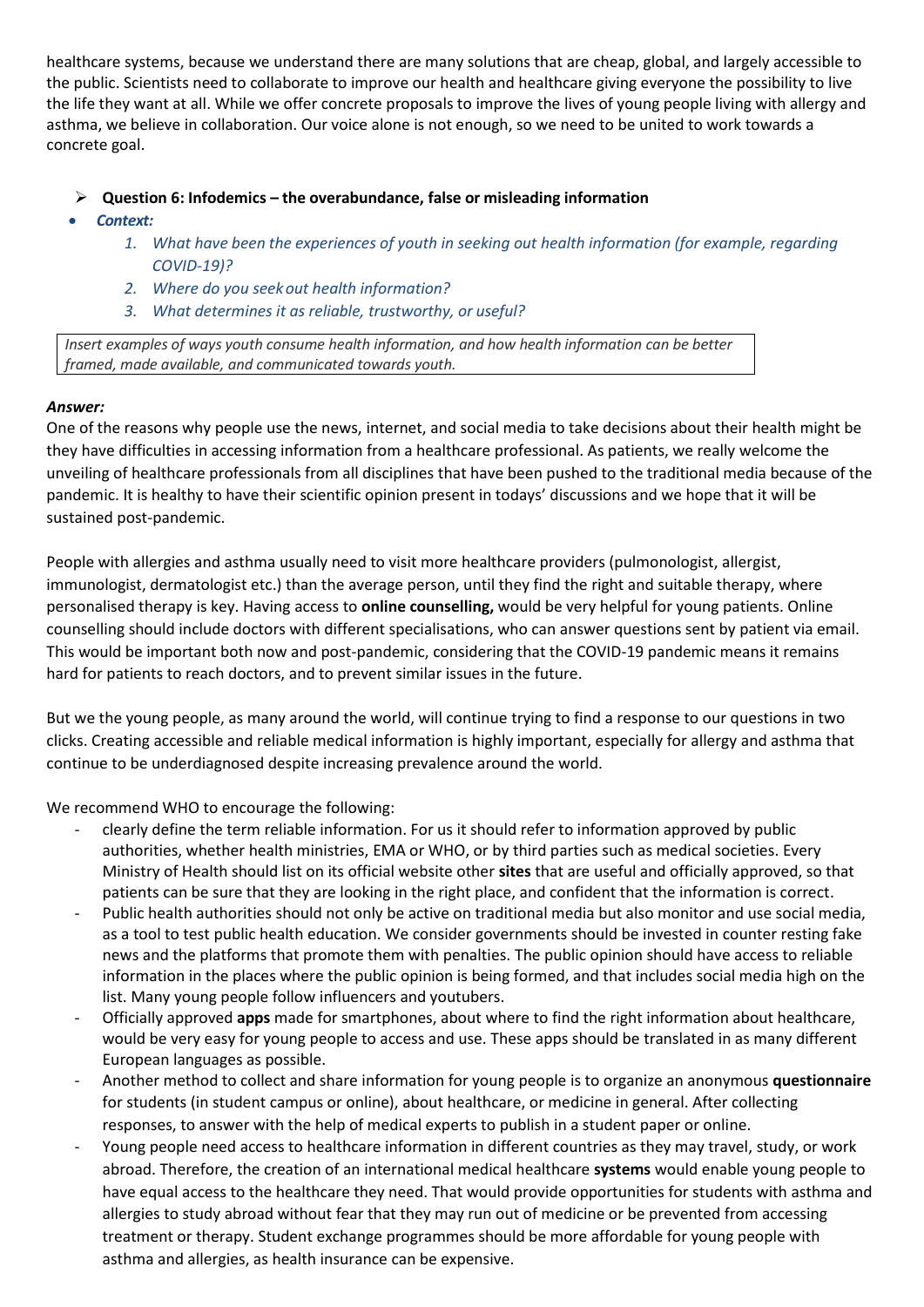healthcare systems, because we understand there are many solutions that are cheap, global, and largely accessible to the public. Scientists need to collaborate to improve our health and healthcare giving everyone the possibility to live the life they want at all. While we offer concrete proposals to improve the lives of young people living with allergy and asthma, we believe in collaboration. Our voice alone is not enough, so we need to be united to work towards a concrete goal.

- **Question 6: Infodemics – the overabundance, false or misleading information**

- ***Context:***
    1. *What have been the experiences of youth in seeking out health information (for example, regarding COVID-19)?*
    2. *Where do you seek out health information?*
    3. *What determines it as reliable, trustworthy, or useful?*

*Insert examples of ways youth consume health information, and how health information can be better framed, made available, and communicated towards youth.*

***Answer:***

One of the reasons why people use the news, internet, and social media to take decisions about their health might be they have difficulties in accessing information from a healthcare professional. As patients, we really welcome the unveiling of healthcare professionals from all disciplines that have been pushed to the traditional media because of the pandemic. It is healthy to have their scientific opinion present in todays' discussions and we hope that it will be sustained post-pandemic.

People with allergies and asthma usually need to visit more healthcare providers (pulmonologist, allergist, immunologist, dermatologist etc.) than the average person, until they find the right and suitable therapy, where personalised therapy is key. Having access to **online counselling,** would be very helpful for young patients. Online counselling should include doctors with different specialisations, who can answer questions sent by patient via email. This would be important both now and post-pandemic, considering that the COVID-19 pandemic means it remains hard for patients to reach doctors, and to prevent similar issues in the future.

But we the young people, as many around the world, will continue trying to find a response to our questions in two clicks. Creating accessible and reliable medical information is highly important, especially for allergy and asthma that continue to be underdiagnosed despite increasing prevalence around the world.

We recommend WHO to encourage the following:

- clearly define the term reliable information. For us it should refer to information approved by public authorities, whether health ministries, EMA or WHO, or by third parties such as medical societies. Every Ministry of Health should list on its official website other **sites** that are useful and officially approved, so that patients can be sure that they are looking in the right place, and confident that the information is correct.
- Public health authorities should not only be active on traditional media but also monitor and use social media, as a tool to test public health education. We consider governments should be invested in counter resting fake news and the platforms that promote them with penalties. The public opinion should have access to reliable information in the places where the public opinion is being formed, and that includes social media high on the list. Many young people follow influencers and youtubers.
- Officially approved **apps** made for smartphones, about where to find the right information about healthcare, would be very easy for young people to access and use. These apps should be translated in as many different European languages as possible.
- Another method to collect and share information for young people is to organize an anonymous **questionnaire** for students (in student campus or online), about healthcare, or medicine in general. After collecting responses, to answer with the help of medical experts to publish in a student paper or online.
- Young people need access to healthcare information in different countries as they may travel, study, or work abroad. Therefore, the creation of an international medical healthcare **systems** would enable young people to have equal access to the healthcare they need. That would provide opportunities for students with asthma and allergies to study abroad without fear that they may run out of medicine or be prevented from accessing treatment or therapy. Student exchange programmes should be more affordable for young people with asthma and allergies, as health insurance can be expensive.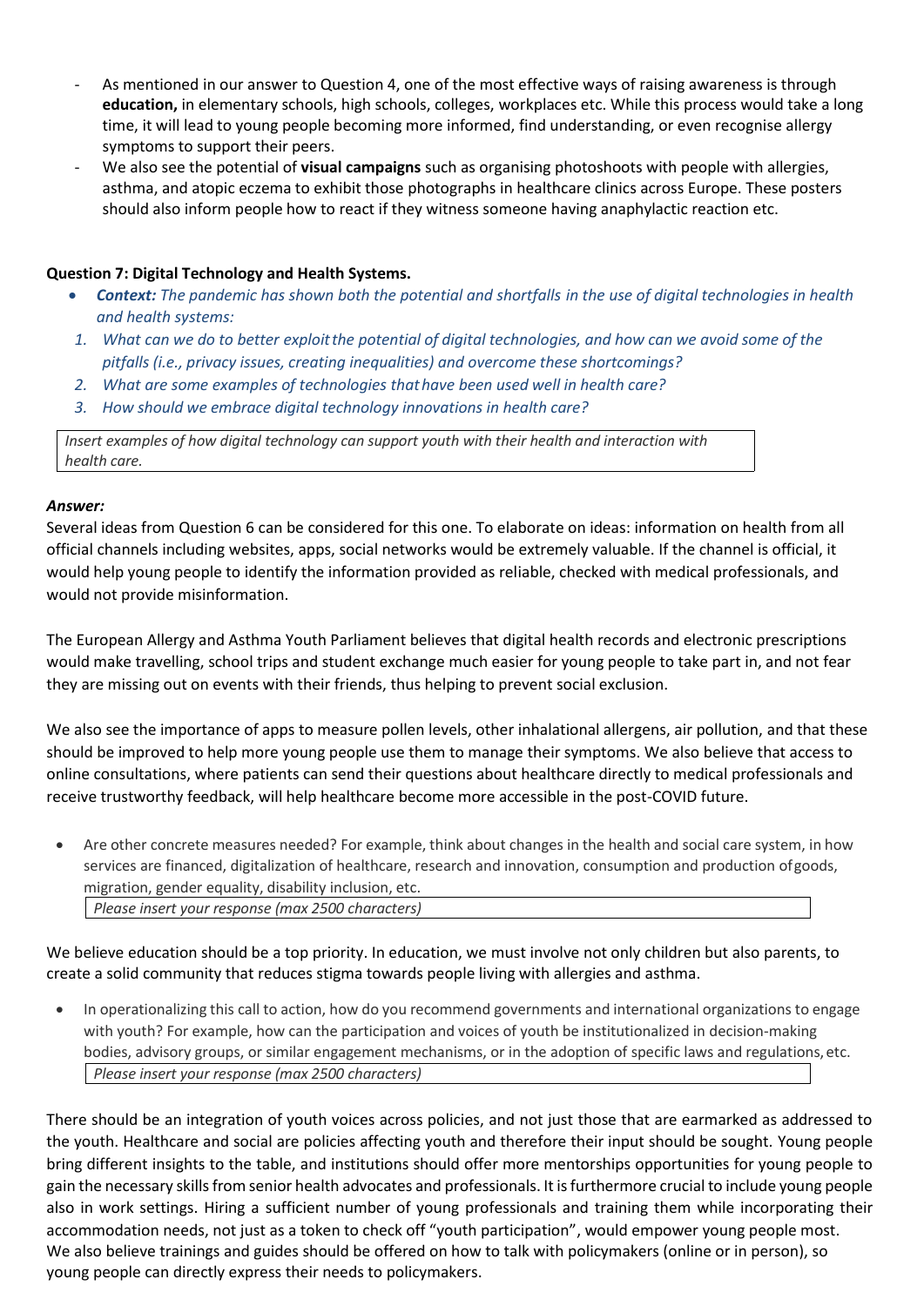- As mentioned in our answer to Question 4, one of the most effective ways of raising awareness is through **education,** in elementary schools, high schools, colleges, workplaces etc. While this process would take a long time, it will lead to young people becoming more informed, find understanding, or even recognise allergy symptoms to support their peers.
- We also see the potential of **visual campaigns** such as organising photoshoots with people with allergies, asthma, and atopic eczema to exhibit those photographs in healthcare clinics across Europe. These posters should also inform people how to react if they witness someone having anaphylactic reaction etc.

**Question 7: Digital Technology and Health Systems.**

- ***Context:*** *The pandemic has shown both the potential and shortfalls in the use of digital technologies in health and health systems:*

1. *What can we do to better exploit the potential of digital technologies, and how can we avoid some of the pitfalls (i.e., privacy issues, creating inequalities) and overcome these shortcomings?*
2. *What are some examples of technologies that have been used well in health care?*
3. *How should we embrace digital technology innovations in health care?*

*Insert examples of how digital technology can support youth with their health and interaction with health care.*

***Answer:***

Several ideas from Question 6 can be considered for this one. To elaborate on ideas: information on health from all official channels including websites, apps, social networks would be extremely valuable. If the channel is official, it would help young people to identify the information provided as reliable, checked with medical professionals, and would not provide misinformation.

The European Allergy and Asthma Youth Parliament believes that digital health records and electronic prescriptions would make travelling, school trips and student exchange much easier for young people to take part in, and not fear they are missing out on events with their friends, thus helping to prevent social exclusion.

We also see the importance of apps to measure pollen levels, other inhalational allergens, air pollution, and that these should be improved to help more young people use them to manage their symptoms. We also believe that access to online consultations, where patients can send their questions about healthcare directly to medical professionals and receive trustworthy feedback, will help healthcare become more accessible in the post-COVID future.

- Are other concrete measures needed? For example, think about changes in the health and social care system, in how services are financed, digitalization of healthcare, research and innovation, consumption and production of goods, migration, gender equality, disability inclusion, etc.

  *Please insert your response (max 2500 characters)*

We believe education should be a top priority. In education, we must involve not only children but also parents, to create a solid community that reduces stigma towards people living with allergies and asthma.

- In operationalizing this call to action, how do you recommend governments and international organizations to engage with youth? For example, how can the participation and voices of youth be institutionalized in decision-making bodies, advisory groups, or similar engagement mechanisms, or in the adoption of specific laws and regulations, etc.

  *Please insert your response (max 2500 characters)*

There should be an integration of youth voices across policies, and not just those that are earmarked as addressed to the youth. Healthcare and social are policies affecting youth and therefore their input should be sought. Young people bring different insights to the table, and institutions should offer more mentorships opportunities for young people to gain the necessary skills from senior health advocates and professionals. It is furthermore crucial to include young people also in work settings. Hiring a sufficient number of young professionals and training them while incorporating their accommodation needs, not just as a token to check off "youth participation", would empower young people most.
We also believe trainings and guides should be offered on how to talk with policymakers (online or in person), so young people can directly express their needs to policymakers.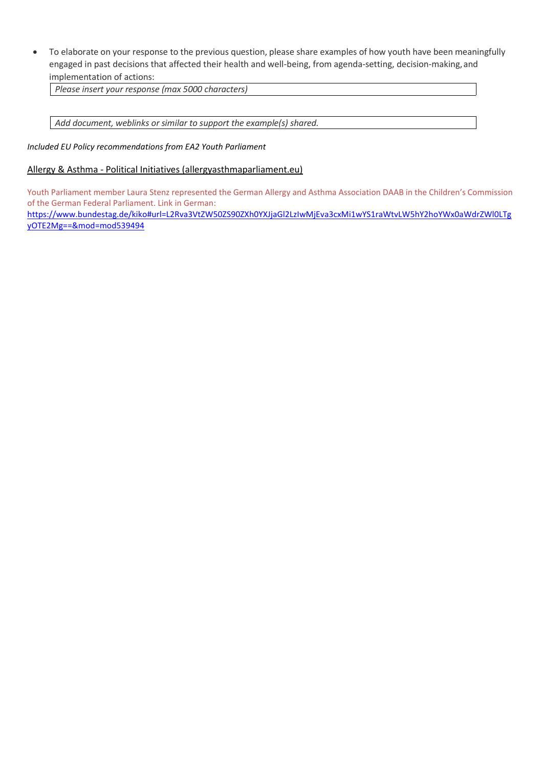- To elaborate on your response to the previous question, please share examples of how youth have been meaningfully engaged in past decisions that affected their health and well-being, from agenda-setting, decision-making, and implementation of actions:

| Please insert your response (max 5000 characters) |
| --- |

| Add document, weblinks or similar to support the example(s) shared. |
| --- |

*Included EU Policy recommendations from EA2 Youth Parliament*

[Allergy & Asthma - Political Initiatives (allergyasthmaparliament.eu)]()

Youth Parliament member Laura Stenz represented the German Allergy and Asthma Association DAAB in the Children's Commission of the German Federal Parliament. Link in German: https://www.bundestag.de/kiko#url=L2Rva3VtZW50ZS90ZXh0YXJjaGl2LzIwMjEva3cxMi1wYS1raWtvLW5hY2hoYWx0aWdrZWl0LTgyOTE2Mg==&mod=mod539494